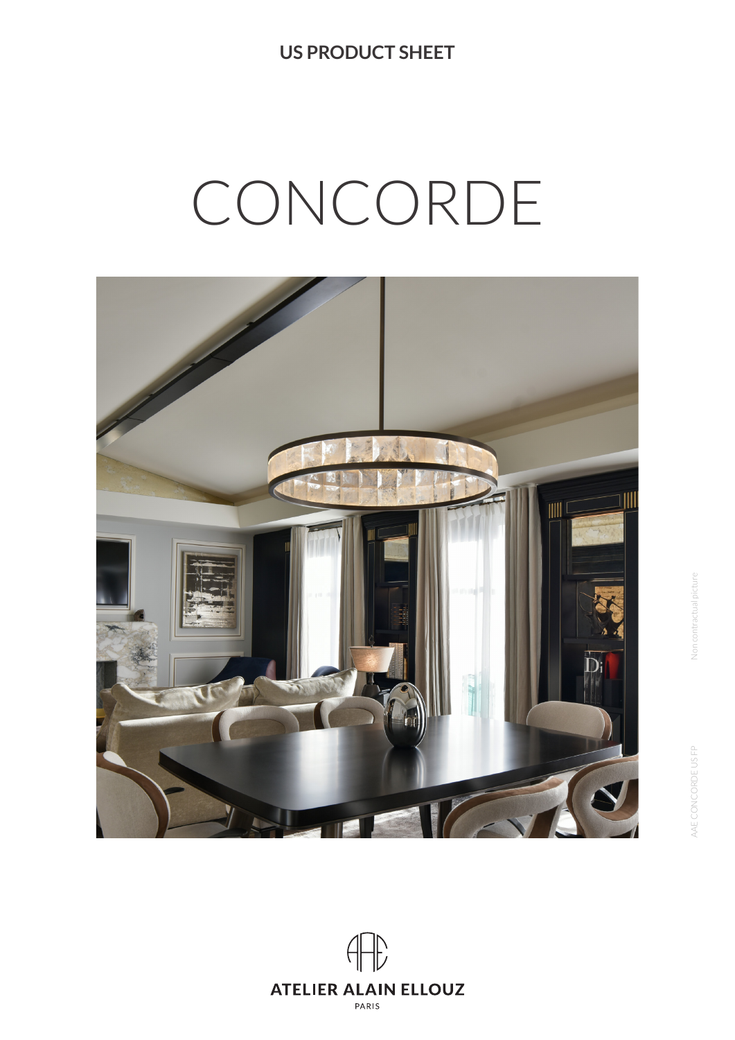**US PRODUCT SHEET**

# CONCORDE

Non contractual picture

AAE CONCORDE US FP

ATELIER ALAIN ELLOUZ

PARIS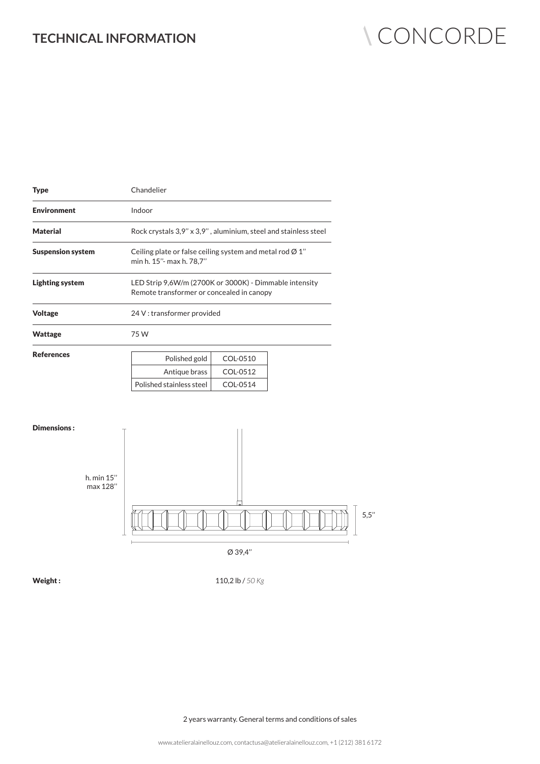## TECHNICAL INFORMATION

# \ CONCORDE

| | |
|---|---|
| **Type** | Chandelier |
| **Environment** | Indoor |
| **Material** | Rock crystals 3,9'' x 3,9'' , aluminium, steel and stainless steel |
| **Suspension system** | Ceiling plate or false ceiling system and metal rod Ø 1'' min h. 15''- max h. 78,7'' |
| **Lighting system** | LED Strip 9,6W/m (2700K or 3000K) - Dimmable intensity Remote transformer or concealed in canopy |
| **Voltage** | 24 V : transformer provided |
| **Wattage** | 75 W |

**References**

| Finish | Reference |
|---|---|
| Polished gold | COL-0510 |
| Antique brass | COL-0512 |
| Polished stainless steel | COL-0514 |

**Dimensions :**

h. min 15''
max 128''

5,5''

Ø 39,4''

**Weight :** 110,2 lb / *50 Kg*

2 years warranty. General terms and conditions of sales

www.atelieralainellouz.com, contactusa@atelieralainellouz.com, +1 (212) 381 6172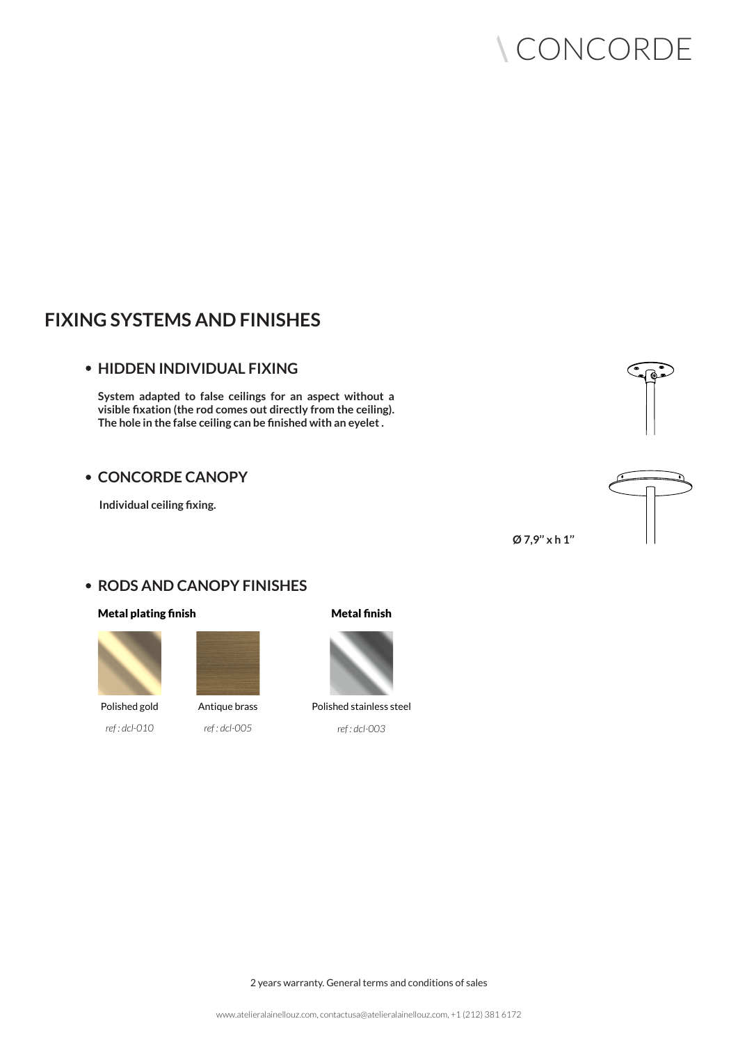# \ CONCORDE

## FIXING SYSTEMS AND FINISHES

- **HIDDEN INDIVIDUAL FIXING**

  **System adapted to false ceilings for an aspect without a visible fixation (the rod comes out directly from the ceiling). The hole in the false ceiling can be finished with an eyelet .**

- **CONCORDE CANOPY**

  **Individual ceiling fixing.**

  **Ø 7,9" x h 1"**

- **RODS AND CANOPY FINISHES**

**Metal plating finish**

Polished gold
*ref : dcl-010*

Antique brass
*ref : dcl-005*

**Metal finish**

Polished stainless steel
*ref : dcl-003*

2 years warranty. General terms and conditions of sales

www.atelieralainellouz.com, contactusa@atelieralainellouz.com, +1 (212) 381 6172